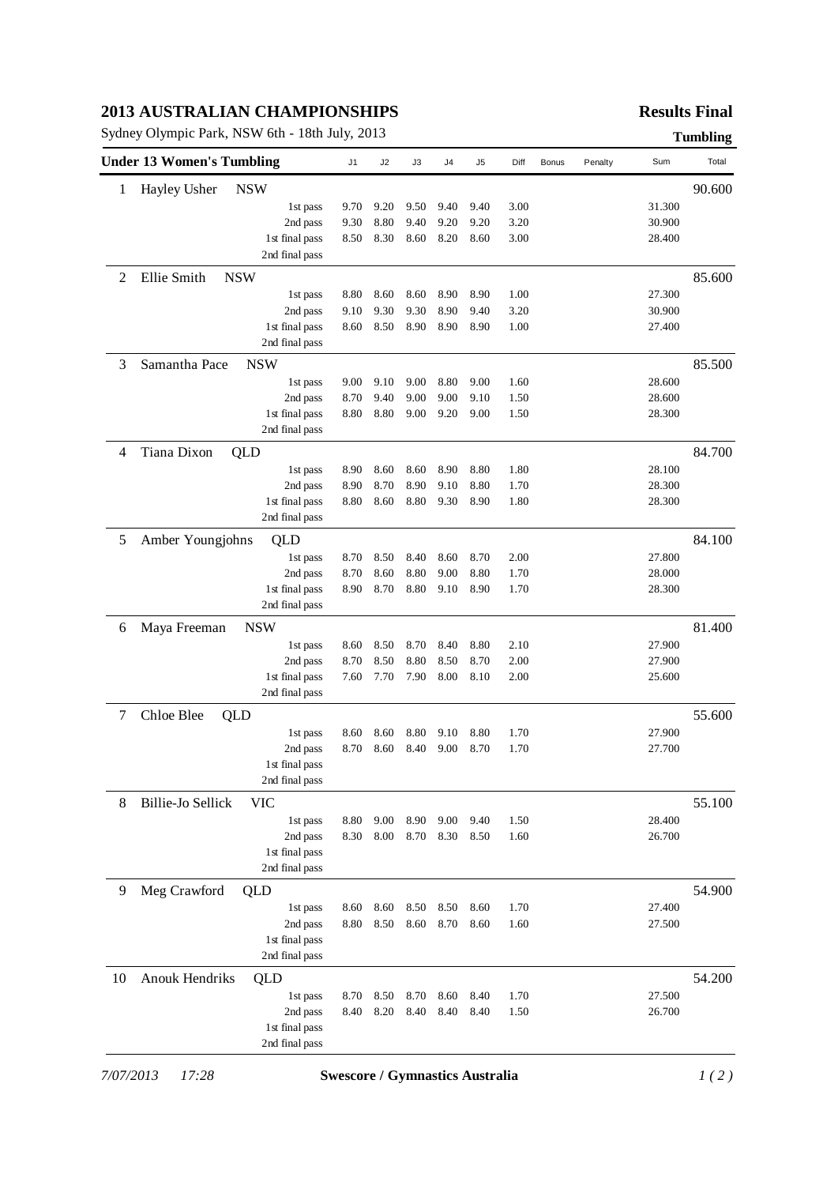# 2013 AUSTRALIAN CHAMPIONSHIPS

**Results Final**

Sydney Olympic Park, NSW 6th - 18th July, 2013

**Tumbling**

| | Under 13 Women's Tumbling | | J1 | J2 | J3 | J4 | J5 | Diff | Bonus | Penalty | Sum | Total |
|---|---|---|---|---|---|---|---|---|---|---|---|---|
| 1 | Hayley Usher | NSW | | | | | | | | | | 90.600 |
| | | 1st pass | 9.70 | 9.20 | 9.50 | 9.40 | 9.40 | 3.00 | | | 31.300 | |
| | | 2nd pass | 9.30 | 8.80 | 9.40 | 9.20 | 9.20 | 3.20 | | | 30.900 | |
| | | 1st final pass | 8.50 | 8.30 | 8.60 | 8.20 | 8.60 | 3.00 | | | 28.400 | |
| | | 2nd final pass | | | | | | | | | | |
| 2 | Ellie Smith | NSW | | | | | | | | | | 85.600 |
| | | 1st pass | 8.80 | 8.60 | 8.60 | 8.90 | 8.90 | 1.00 | | | 27.300 | |
| | | 2nd pass | 9.10 | 9.30 | 9.30 | 8.90 | 9.40 | 3.20 | | | 30.900 | |
| | | 1st final pass | 8.60 | 8.50 | 8.90 | 8.90 | 8.90 | 1.00 | | | 27.400 | |
| | | 2nd final pass | | | | | | | | | | |
| 3 | Samantha Pace | NSW | | | | | | | | | | 85.500 |
| | | 1st pass | 9.00 | 9.10 | 9.00 | 8.80 | 9.00 | 1.60 | | | 28.600 | |
| | | 2nd pass | 8.70 | 9.40 | 9.00 | 9.00 | 9.10 | 1.50 | | | 28.600 | |
| | | 1st final pass | 8.80 | 8.80 | 9.00 | 9.20 | 9.00 | 1.50 | | | 28.300 | |
| | | 2nd final pass | | | | | | | | | | |
| 4 | Tiana Dixon | QLD | | | | | | | | | | 84.700 |
| | | 1st pass | 8.90 | 8.60 | 8.60 | 8.90 | 8.80 | 1.80 | | | 28.100 | |
| | | 2nd pass | 8.90 | 8.70 | 8.90 | 9.10 | 8.80 | 1.70 | | | 28.300 | |
| | | 1st final pass | 8.80 | 8.60 | 8.80 | 9.30 | 8.90 | 1.80 | | | 28.300 | |
| | | 2nd final pass | | | | | | | | | | |
| 5 | Amber Youngjohns | QLD | | | | | | | | | | 84.100 |
| | | 1st pass | 8.70 | 8.50 | 8.40 | 8.60 | 8.70 | 2.00 | | | 27.800 | |
| | | 2nd pass | 8.70 | 8.60 | 8.80 | 9.00 | 8.80 | 1.70 | | | 28.000 | |
| | | 1st final pass | 8.90 | 8.70 | 8.80 | 9.10 | 8.90 | 1.70 | | | 28.300 | |
| | | 2nd final pass | | | | | | | | | | |
| 6 | Maya Freeman | NSW | | | | | | | | | | 81.400 |
| | | 1st pass | 8.60 | 8.50 | 8.70 | 8.40 | 8.80 | 2.10 | | | 27.900 | |
| | | 2nd pass | 8.70 | 8.50 | 8.80 | 8.50 | 8.70 | 2.00 | | | 27.900 | |
| | | 1st final pass | 7.60 | 7.70 | 7.90 | 8.00 | 8.10 | 2.00 | | | 25.600 | |
| | | 2nd final pass | | | | | | | | | | |
| 7 | Chloe Blee | QLD | | | | | | | | | | 55.600 |
| | | 1st pass | 8.60 | 8.60 | 8.80 | 9.10 | 8.80 | 1.70 | | | 27.900 | |
| | | 2nd pass | 8.70 | 8.60 | 8.40 | 9.00 | 8.70 | 1.70 | | | 27.700 | |
| | | 1st final pass | | | | | | | | | | |
| | | 2nd final pass | | | | | | | | | | |
| 8 | Billie-Jo Sellick | VIC | | | | | | | | | | 55.100 |
| | | 1st pass | 8.80 | 9.00 | 8.90 | 9.00 | 9.40 | 1.50 | | | 28.400 | |
| | | 2nd pass | 8.30 | 8.00 | 8.70 | 8.30 | 8.50 | 1.60 | | | 26.700 | |
| | | 1st final pass | | | | | | | | | | |
| | | 2nd final pass | | | | | | | | | | |
| 9 | Meg Crawford | QLD | | | | | | | | | | 54.900 |
| | | 1st pass | 8.60 | 8.60 | 8.50 | 8.50 | 8.60 | 1.70 | | | 27.400 | |
| | | 2nd pass | 8.80 | 8.50 | 8.60 | 8.70 | 8.60 | 1.60 | | | 27.500 | |
| | | 1st final pass | | | | | | | | | | |
| | | 2nd final pass | | | | | | | | | | |
| 10 | Anouk Hendriks | QLD | | | | | | | | | | 54.200 |
| | | 1st pass | 8.70 | 8.50 | 8.70 | 8.60 | 8.40 | 1.70 | | | 27.500 | |
| | | 2nd pass | 8.40 | 8.20 | 8.40 | 8.40 | 8.40 | 1.50 | | | 26.700 | |
| | | 1st final pass | | | | | | | | | | |
| | | 2nd final pass | | | | | | | | | | |

*7/07/2013 17:28* **Swescore / Gymnastics Australia**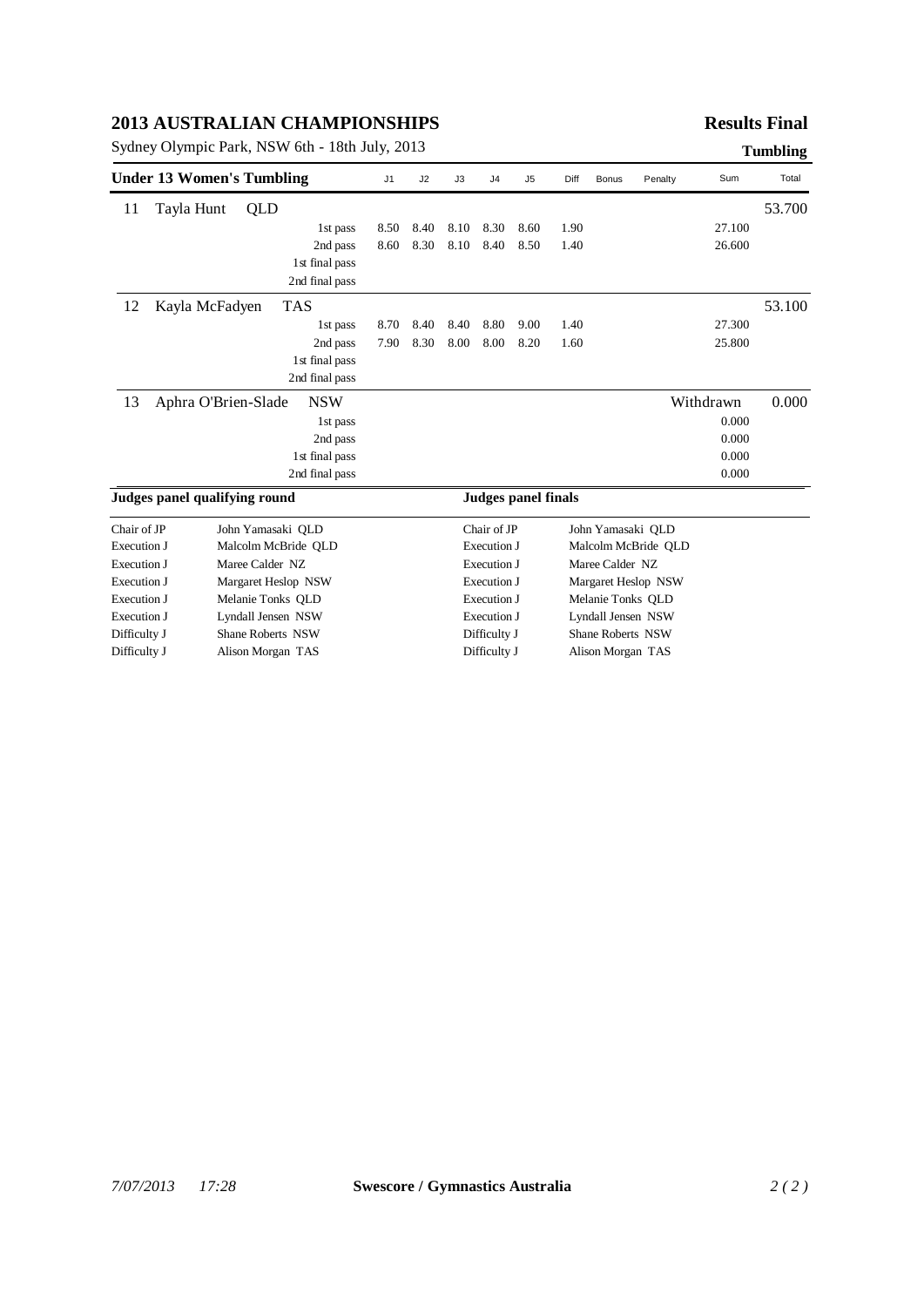## 2013 AUSTRALIAN CHAMPIONSHIPS

**Results Final**

Sydney Olympic Park, NSW 6th - 18th July, 2013

**Tumbling**

| Under 13 Women's Tumbling | | | J1 | J2 | J3 | J4 | J5 | Diff | Bonus | Penalty | Sum | Total |
|---|---|---|---|---|---|---|---|---|---|---|---|---|
| 11 | Tayla Hunt QLD | | | | | | | | | | | 53.700 |
| | | 1st pass | 8.50 | 8.40 | 8.10 | 8.30 | 8.60 | 1.90 | | | 27.100 | |
| | | 2nd pass | 8.60 | 8.30 | 8.10 | 8.40 | 8.50 | 1.40 | | | 26.600 | |
| | | 1st final pass | | | | | | | | | | |
| | | 2nd final pass | | | | | | | | | | |
| 12 | Kayla McFadyen TAS | | | | | | | | | | | 53.100 |
| | | 1st pass | 8.70 | 8.40 | 8.40 | 8.80 | 9.00 | 1.40 | | | 27.300 | |
| | | 2nd pass | 7.90 | 8.30 | 8.00 | 8.00 | 8.20 | 1.60 | | | 25.800 | |
| | | 1st final pass | | | | | | | | | | |
| | | 2nd final pass | | | | | | | | | | |
| 13 | Aphra O'Brien-Slade NSW | | | | | | | | | | Withdrawn | 0.000 |
| | | 1st pass | | | | | | | | | 0.000 | |
| | | 2nd pass | | | | | | | | | 0.000 | |
| | | 1st final pass | | | | | | | | | 0.000 | |
| | | 2nd final pass | | | | | | | | | 0.000 | |

| Judges panel qualifying round | | Judges panel finals | |
|---|---|---|---|
| Chair of JP | John Yamasaki QLD | Chair of JP | John Yamasaki QLD |
| Execution J | Malcolm McBride QLD | Execution J | Malcolm McBride QLD |
| Execution J | Maree Calder NZ | Execution J | Maree Calder NZ |
| Execution J | Margaret Heslop NSW | Execution J | Margaret Heslop NSW |
| Execution J | Melanie Tonks QLD | Execution J | Melanie Tonks QLD |
| Execution J | Lyndall Jensen NSW | Execution J | Lyndall Jensen NSW |
| Difficulty J | Shane Roberts NSW | Difficulty J | Shane Roberts NSW |
| Difficulty J | Alison Morgan TAS | Difficulty J | Alison Morgan TAS |

*7/07/2013 17:28* **Swescore / Gymnastics Australia**